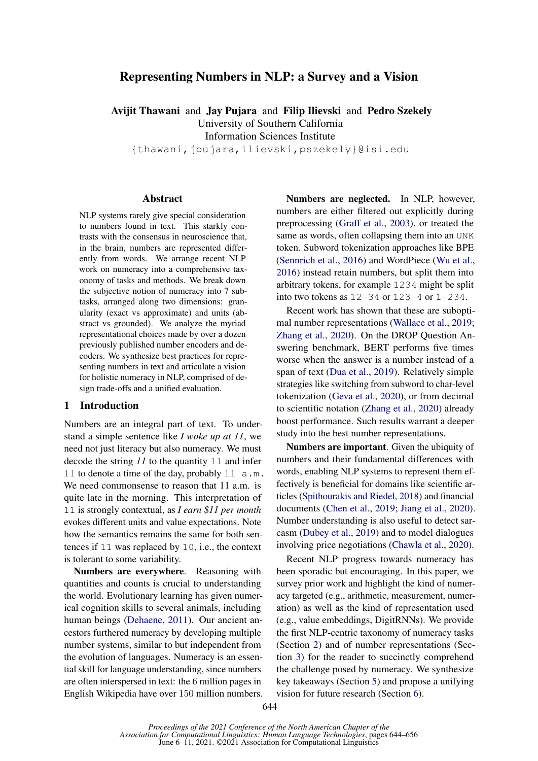# Representing Numbers in NLP: a Survey and a Vision

**Avijit Thawani** and **Jay Pujara** and **Filip Ilievski** and **Pedro Szekely**
University of Southern California
Information Sciences Institute
{thawani,jpujara,ilievski,pszekely}@isi.edu

## Abstract

NLP systems rarely give special consideration to numbers found in text. This starkly contrasts with the consensus in neuroscience that, in the brain, numbers are represented differently from words. We arrange recent NLP work on numeracy into a comprehensive taxonomy of tasks and methods. We break down the subjective notion of numeracy into 7 subtasks, arranged along two dimensions: granularity (exact vs approximate) and units (abstract vs grounded). We analyze the myriad representational choices made by over a dozen previously published number encoders and decoders. We synthesize best practices for representing numbers in text and articulate a vision for holistic numeracy in NLP, comprised of design trade-offs and a unified evaluation.

## 1 Introduction

Numbers are an integral part of text. To understand a simple sentence like *I woke up at 11*, we need not just literacy but also numeracy. We must decode the string *11* to the quantity `11` and infer `11` to denote a time of the day, probably `11 a.m.` We need commonsense to reason that 11 a.m. is quite late in the morning. This interpretation of `11` is strongly contextual, as *I earn $11 per month* evokes different units and value expectations. Note how the semantics remains the same for both sentences if `11` was replaced by `10`, i.e., the context is tolerant to some variability.

**Numbers are everywhere**. Reasoning with quantities and counts is crucial to understanding the world. Evolutionary learning has given numerical cognition skills to several animals, including human beings (Dehaene, 2011). Our ancient ancestors furthered numeracy by developing multiple number systems, similar to but independent from the evolution of languages. Numeracy is an essential skill for language understanding, since numbers are often interspersed in text: the 6 million pages in English Wikipedia have over 150 million numbers.

**Numbers are neglected.** In NLP, however, numbers are either filtered out explicitly during preprocessing (Graff et al., 2003), or treated the same as words, often collapsing them into an `UNK` token. Subword tokenization approaches like BPE (Sennrich et al., 2016) and WordPiece (Wu et al., 2016) instead retain numbers, but split them into arbitrary tokens, for example `1234` might be split into two tokens as `12-34` or `123-4` or `1-234`.

Recent work has shown that these are suboptimal number representations (Wallace et al., 2019; Zhang et al., 2020). On the DROP Question Answering benchmark, BERT performs five times worse when the answer is a number instead of a span of text (Dua et al., 2019). Relatively simple strategies like switching from subword to char-level tokenization (Geva et al., 2020), or from decimal to scientific notation (Zhang et al., 2020) already boost performance. Such results warrant a deeper study into the best number representations.

**Numbers are important**. Given the ubiquity of numbers and their fundamental differences with words, enabling NLP systems to represent them effectively is beneficial for domains like scientific articles (Spithourakis and Riedel, 2018) and financial documents (Chen et al., 2019; Jiang et al., 2020). Number understanding is also useful to detect sarcasm (Dubey et al., 2019) and to model dialogues involving price negotiations (Chawla et al., 2020).

Recent NLP progress towards numeracy has been sporadic but encouraging. In this paper, we survey prior work and highlight the kind of numeracy targeted (e.g., arithmetic, measurement, numeration) as well as the kind of representation used (e.g., value embeddings, DigitRNNs). We provide the first NLP-centric taxonomy of numeracy tasks (Section 2) and of number representations (Section 3) for the reader to succinctly comprehend the challenge posed by numeracy. We synthesize key takeaways (Section 5) and propose a unifying vision for future research (Section 6).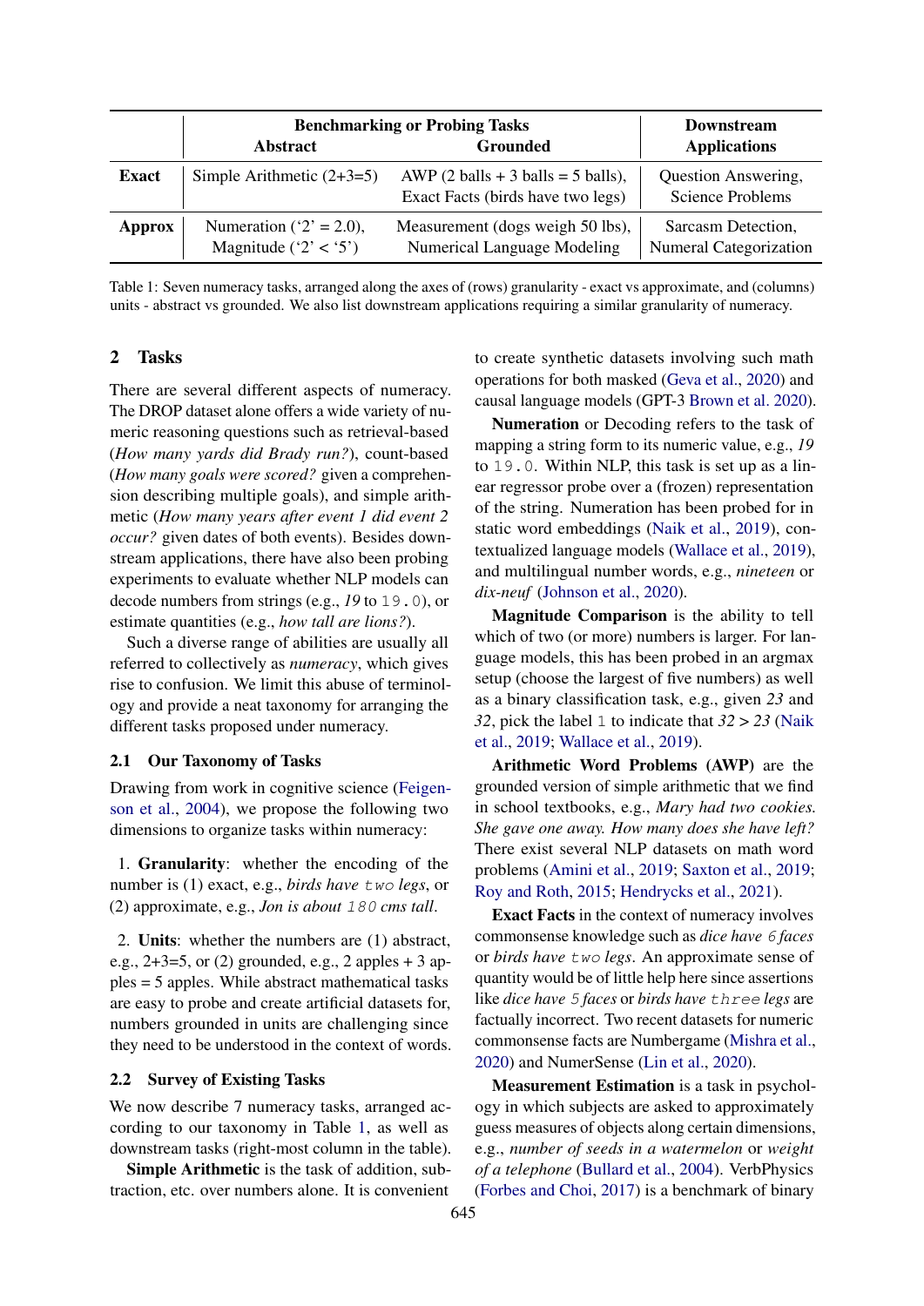| | Benchmarking or Probing Tasks | | Downstream Applications |
|---|---|---|---|
| | Abstract | Grounded | |
| **Exact** | Simple Arithmetic (2+3=5) | AWP (2 balls + 3 balls = 5 balls), Exact Facts (birds have two legs) | Question Answering, Science Problems |
| **Approx** | Numeration ('2' = 2.0), Magnitude ('2' < '5') | Measurement (dogs weigh 50 lbs), Numerical Language Modeling | Sarcasm Detection, Numeral Categorization |

Table 1: Seven numeracy tasks, arranged along the axes of (rows) granularity - exact vs approximate, and (columns) units - abstract vs grounded. We also list downstream applications requiring a similar granularity of numeracy.

## 2 Tasks

There are several different aspects of numeracy. The DROP dataset alone offers a wide variety of numeric reasoning questions such as retrieval-based (*How many yards did Brady run?*), count-based (*How many goals were scored?* given a comprehension describing multiple goals), and simple arithmetic (*How many years after event 1 did event 2 occur?* given dates of both events). Besides downstream applications, there have also been probing experiments to evaluate whether NLP models can decode numbers from strings (e.g., *19* to `19.0`), or estimate quantities (e.g., *how tall are lions?*).

Such a diverse range of abilities are usually all referred to collectively as *numeracy*, which gives rise to confusion. We limit this abuse of terminology and provide a neat taxonomy for arranging the different tasks proposed under numeracy.

### 2.1 Our Taxonomy of Tasks

Drawing from work in cognitive science (Feigenson et al., 2004), we propose the following two dimensions to organize tasks within numeracy:

1. **Granularity**: whether the encoding of the number is (1) exact, e.g., *birds have* `two` *legs*, or (2) approximate, e.g., *Jon is about* `180` *cms tall*.

2. **Units**: whether the numbers are (1) abstract, e.g., 2+3=5, or (2) grounded, e.g., 2 apples + 3 apples = 5 apples. While abstract mathematical tasks are easy to probe and create artificial datasets for, numbers grounded in units are challenging since they need to be understood in the context of words.

### 2.2 Survey of Existing Tasks

We now describe 7 numeracy tasks, arranged according to our taxonomy in Table 1, as well as downstream tasks (right-most column in the table).

**Simple Arithmetic** is the task of addition, subtraction, etc. over numbers alone. It is convenient to create synthetic datasets involving such math operations for both masked (Geva et al., 2020) and causal language models (GPT-3 Brown et al. 2020).

**Numeration** or Decoding refers to the task of mapping a string form to its numeric value, e.g., *19* to `19.0`. Within NLP, this task is set up as a linear regressor probe over a (frozen) representation of the string. Numeration has been probed for in static word embeddings (Naik et al., 2019), contextualized language models (Wallace et al., 2019), and multilingual number words, e.g., *nineteen* or *dix-neuf* (Johnson et al., 2020).

**Magnitude Comparison** is the ability to tell which of two (or more) numbers is larger. For language models, this has been probed in an argmax setup (choose the largest of five numbers) as well as a binary classification task, e.g., given *23* and *32*, pick the label `1` to indicate that *32* > *23* (Naik et al., 2019; Wallace et al., 2019).

**Arithmetic Word Problems (AWP)** are the grounded version of simple arithmetic that we find in school textbooks, e.g., *Mary had two cookies. She gave one away. How many does she have left?* There exist several NLP datasets on math word problems (Amini et al., 2019; Saxton et al., 2019; Roy and Roth, 2015; Hendrycks et al., 2021).

**Exact Facts** in the context of numeracy involves commonsense knowledge such as *dice have* `6` *faces* or *birds have* `two` *legs*. An approximate sense of quantity would be of little help here since assertions like *dice have* `5` *faces* or *birds have* `three` *legs* are factually incorrect. Two recent datasets for numeric commonsense facts are Numbergame (Mishra et al., 2020) and NumerSense (Lin et al., 2020).

**Measurement Estimation** is a task in psychology in which subjects are asked to approximately guess measures of objects along certain dimensions, e.g., *number of seeds in a watermelon* or *weight of a telephone* (Bullard et al., 2004). VerbPhysics (Forbes and Choi, 2017) is a benchmark of binary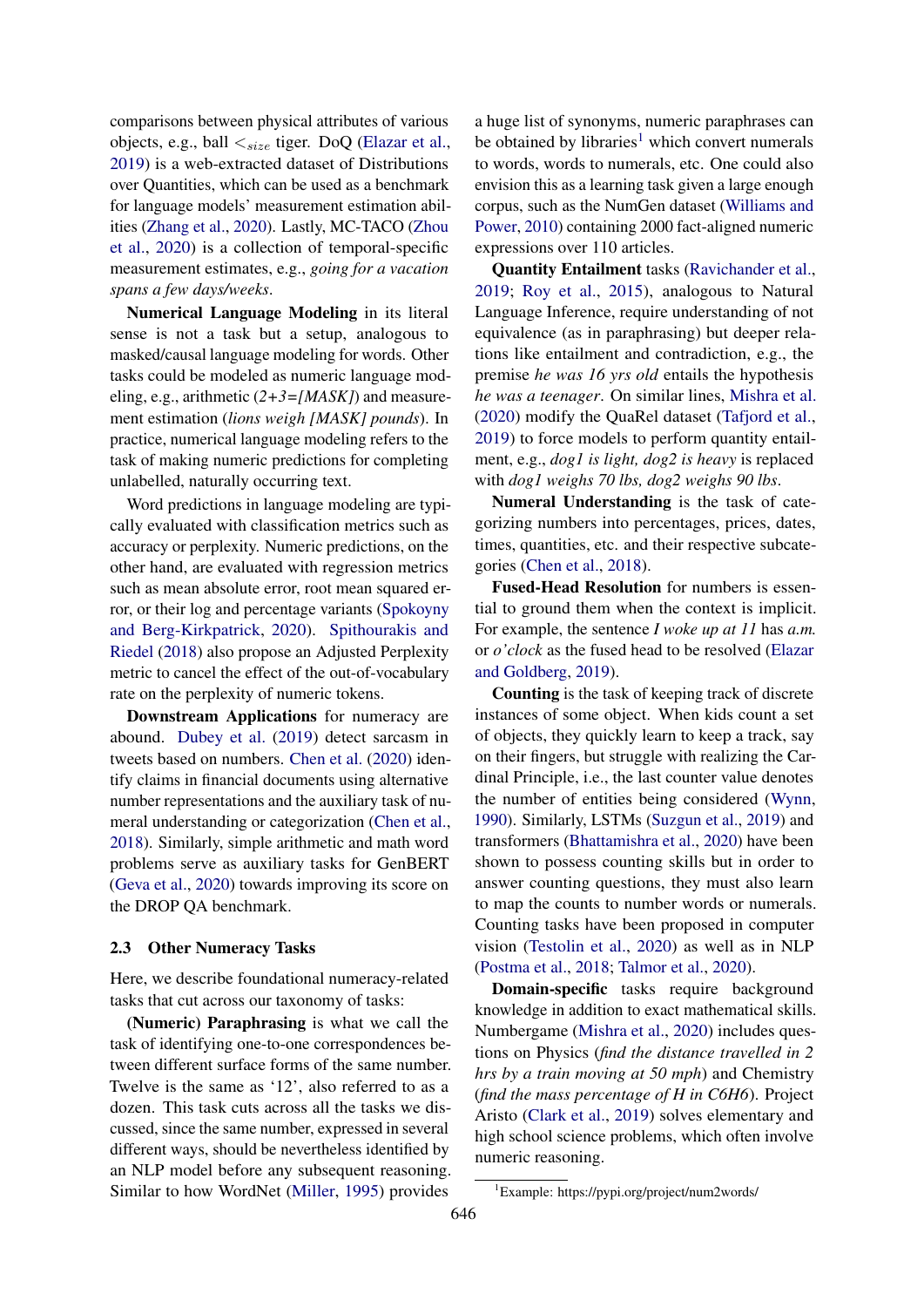comparisons between physical attributes of various objects, e.g., ball $<_{size}$ tiger. DoQ (Elazar et al., 2019) is a web-extracted dataset of Distributions over Quantities, which can be used as a benchmark for language models' measurement estimation abilities (Zhang et al., 2020). Lastly, MC-TACO (Zhou et al., 2020) is a collection of temporal-specific measurement estimates, e.g., *going for a vacation spans a few days/weeks*.

**Numerical Language Modeling** in its literal sense is not a task but a setup, analogous to masked/causal language modeling for words. Other tasks could be modeled as numeric language modeling, e.g., arithmetic (*2+3=[MASK]*) and measurement estimation (*lions weigh [MASK] pounds*). In practice, numerical language modeling refers to the task of making numeric predictions for completing unlabelled, naturally occurring text.

Word predictions in language modeling are typically evaluated with classification metrics such as accuracy or perplexity. Numeric predictions, on the other hand, are evaluated with regression metrics such as mean absolute error, root mean squared error, or their log and percentage variants (Spokoyny and Berg-Kirkpatrick, 2020). Spithourakis and Riedel (2018) also propose an Adjusted Perplexity metric to cancel the effect of the out-of-vocabulary rate on the perplexity of numeric tokens.

**Downstream Applications** for numeracy are abound. Dubey et al. (2019) detect sarcasm in tweets based on numbers. Chen et al. (2020) identify claims in financial documents using alternative number representations and the auxiliary task of numeral understanding or categorization (Chen et al., 2018). Similarly, simple arithmetic and math word problems serve as auxiliary tasks for GenBERT (Geva et al., 2020) towards improving its score on the DROP QA benchmark.

### 2.3 Other Numeracy Tasks

Here, we describe foundational numeracy-related tasks that cut across our taxonomy of tasks:

**(Numeric) Paraphrasing** is what we call the task of identifying one-to-one correspondences between different surface forms of the same number. Twelve is the same as '12', also referred to as a dozen. This task cuts across all the tasks we discussed, since the same number, expressed in several different ways, should be nevertheless identified by an NLP model before any subsequent reasoning. Similar to how WordNet (Miller, 1995) provides a huge list of synonyms, numeric paraphrases can be obtained by libraries[1] which convert numerals to words, words to numerals, etc. One could also envision this as a learning task given a large enough corpus, such as the NumGen dataset (Williams and Power, 2010) containing 2000 fact-aligned numeric expressions over 110 articles.

**Quantity Entailment** tasks (Ravichander et al., 2019; Roy et al., 2015), analogous to Natural Language Inference, require understanding of not equivalence (as in paraphrasing) but deeper relations like entailment and contradiction, e.g., the premise *he was 16 yrs old* entails the hypothesis *he was a teenager*. On similar lines, Mishra et al. (2020) modify the QuaRel dataset (Tafjord et al., 2019) to force models to perform quantity entailment, e.g., *dog1 is light, dog2 is heavy* is replaced with *dog1 weighs 70 lbs, dog2 weighs 90 lbs*.

**Numeral Understanding** is the task of categorizing numbers into percentages, prices, dates, times, quantities, etc. and their respective subcategories (Chen et al., 2018).

**Fused-Head Resolution** for numbers is essential to ground them when the context is implicit. For example, the sentence *I woke up at 11* has *a.m.* or *o'clock* as the fused head to be resolved (Elazar and Goldberg, 2019).

**Counting** is the task of keeping track of discrete instances of some object. When kids count a set of objects, they quickly learn to keep a track, say on their fingers, but struggle with realizing the Cardinal Principle, i.e., the last counter value denotes the number of entities being considered (Wynn, 1990). Similarly, LSTMs (Suzgun et al., 2019) and transformers (Bhattamishra et al., 2020) have been shown to possess counting skills but in order to answer counting questions, they must also learn to map the counts to number words or numerals. Counting tasks have been proposed in computer vision (Testolin et al., 2020) as well as in NLP (Postma et al., 2018; Talmor et al., 2020).

**Domain-specific** tasks require background knowledge in addition to exact mathematical skills. Numbergame (Mishra et al., 2020) includes questions on Physics (*find the distance travelled in 2 hrs by a train moving at 50 mph*) and Chemistry (*find the mass percentage of H in C6H6*). Project Aristo (Clark et al., 2019) solves elementary and high school science problems, which often involve numeric reasoning.

[1]Example: https://pypi.org/project/num2words/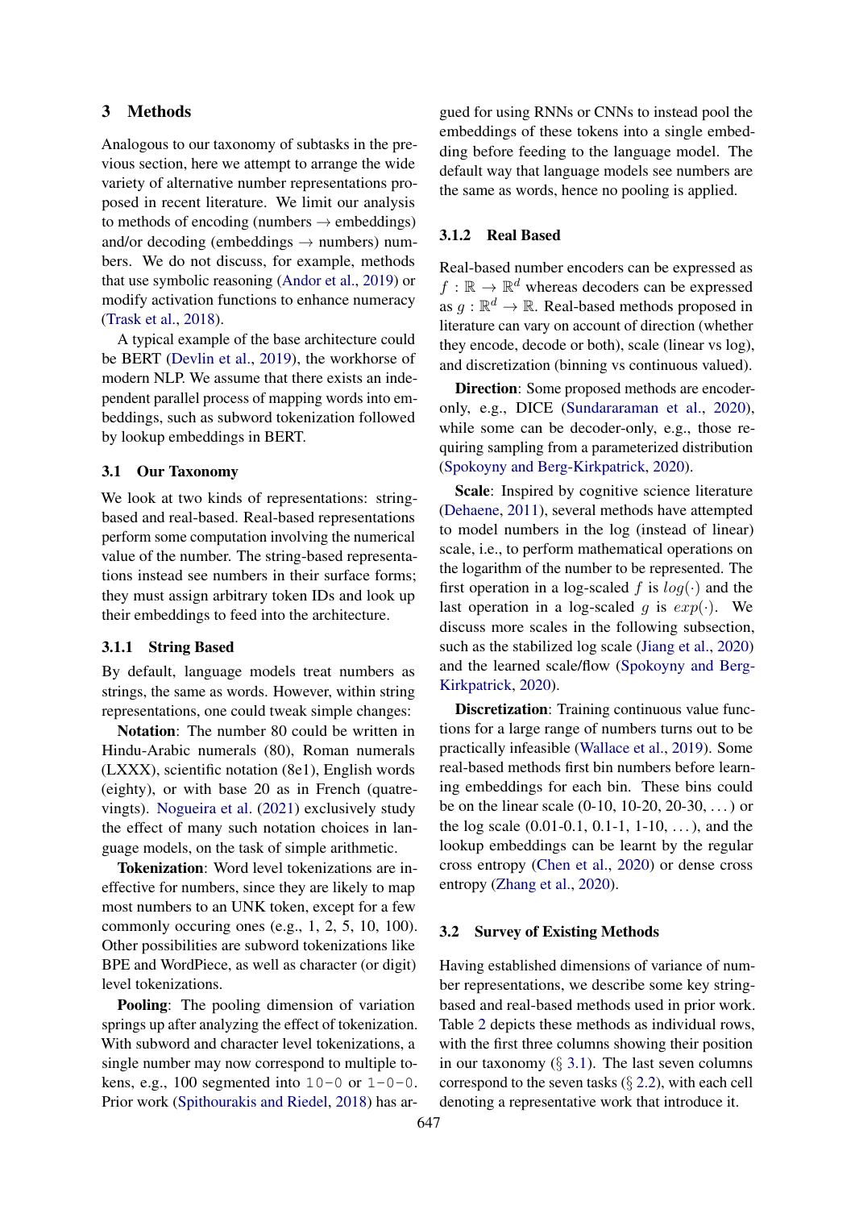## 3 Methods

Analogous to our taxonomy of subtasks in the previous section, here we attempt to arrange the wide variety of alternative number representations proposed in recent literature. We limit our analysis to methods of encoding (numbers → embeddings) and/or decoding (embeddings → numbers) numbers. We do not discuss, for example, methods that use symbolic reasoning (Andor et al., 2019) or modify activation functions to enhance numeracy (Trask et al., 2018).

A typical example of the base architecture could be BERT (Devlin et al., 2019), the workhorse of modern NLP. We assume that there exists an independent parallel process of mapping words into embeddings, such as subword tokenization followed by lookup embeddings in BERT.

### 3.1 Our Taxonomy

We look at two kinds of representations: string-based and real-based. Real-based representations perform some computation involving the numerical value of the number. The string-based representations instead see numbers in their surface forms; they must assign arbitrary token IDs and look up their embeddings to feed into the architecture.

#### 3.1.1 String Based

By default, language models treat numbers as strings, the same as words. However, within string representations, one could tweak simple changes:

**Notation**: The number 80 could be written in Hindu-Arabic numerals (80), Roman numerals (LXXX), scientific notation (8e1), English words (eighty), or with base 20 as in French (quatre-vingts). Nogueira et al. (2021) exclusively study the effect of many such notation choices in language models, on the task of simple arithmetic.

**Tokenization**: Word level tokenizations are ineffective for numbers, since they are likely to map most numbers to an UNK token, except for a few commonly occuring ones (e.g., 1, 2, 5, 10, 100). Other possibilities are subword tokenizations like BPE and WordPiece, as well as character (or digit) level tokenizations.

**Pooling**: The pooling dimension of variation springs up after analyzing the effect of tokenization. With subword and character level tokenizations, a single number may now correspond to multiple tokens, e.g., 100 segmented into `10-0` or `1-0-0`. Prior work (Spithourakis and Riedel, 2018) has argued for using RNNs or CNNs to instead pool the embeddings of these tokens into a single embedding before feeding to the language model. The default way that language models see numbers are the same as words, hence no pooling is applied.

#### 3.1.2 Real Based

Real-based number encoders can be expressed as $f : \mathbb{R} \to \mathbb{R}^d$ whereas decoders can be expressed as $g : \mathbb{R}^d \to \mathbb{R}$. Real-based methods proposed in literature can vary on account of direction (whether they encode, decode or both), scale (linear vs log), and discretization (binning vs continuous valued).

**Direction**: Some proposed methods are encoder-only, e.g., DICE (Sundararaman et al., 2020), while some can be decoder-only, e.g., those requiring sampling from a parameterized distribution (Spokoyny and Berg-Kirkpatrick, 2020).

**Scale**: Inspired by cognitive science literature (Dehaene, 2011), several methods have attempted to model numbers in the log (instead of linear) scale, i.e., to perform mathematical operations on the logarithm of the number to be represented. The first operation in a log-scaled $f$ is $log(\cdot)$ and the last operation in a log-scaled $g$ is $exp(\cdot)$. We discuss more scales in the following subsection, such as the stabilized log scale (Jiang et al., 2020) and the learned scale/flow (Spokoyny and Berg-Kirkpatrick, 2020).

**Discretization**: Training continuous value functions for a large range of numbers turns out to be practically infeasible (Wallace et al., 2019). Some real-based methods first bin numbers before learning embeddings for each bin. These bins could be on the linear scale (0-10, 10-20, 20-30, ...) or the log scale (0.01-0.1, 0.1-1, 1-10, ...), and the lookup embeddings can be learnt by the regular cross entropy (Chen et al., 2020) or dense cross entropy (Zhang et al., 2020).

### 3.2 Survey of Existing Methods

Having established dimensions of variance of number representations, we describe some key string-based and real-based methods used in prior work. Table 2 depicts these methods as individual rows, with the first three columns showing their position in our taxonomy (§ 3.1). The last seven columns correspond to the seven tasks (§ 2.2), with each cell denoting a representative work that introduce it.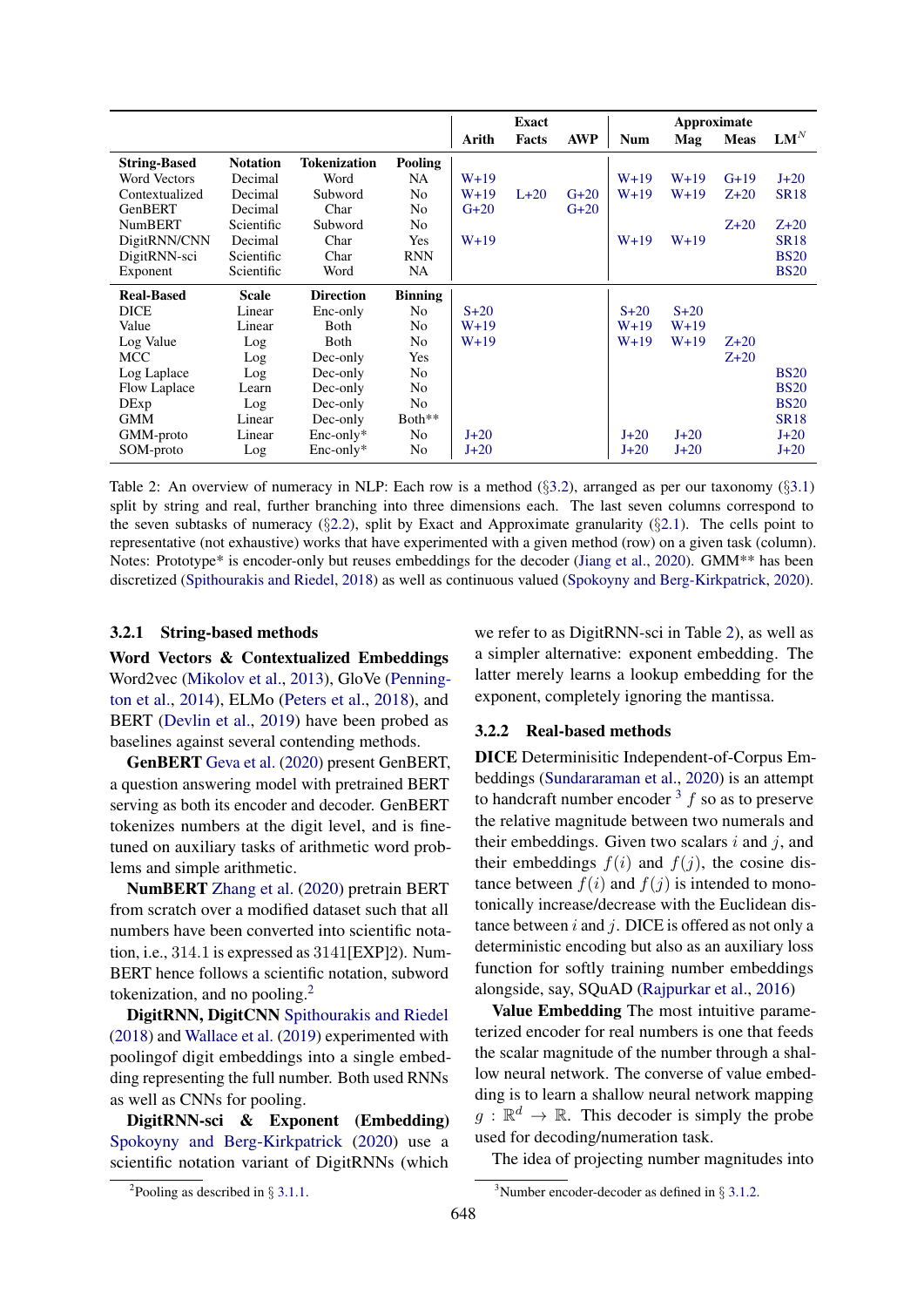| | | | | Exact | | | Approximate | | | |
|---|---|---|---|---|---|---|---|---|---|---|
| | | | | Arith | Facts | AWP | Num | Mag | Meas | LM$^N$ |
| **String-Based** | **Notation** | **Tokenization** | **Pooling** | | | | | | | |
| Word Vectors | Decimal | Word | NA | W+19 | | | W+19 | W+19 | G+19 | J+20 |
| Contextualized | Decimal | Subword | No | W+19 | L+20 | G+20 | W+19 | W+19 | Z+20 | SR18 |
| GenBERT | Decimal | Char | No | G+20 | | G+20 | | | | |
| NumBERT | Scientific | Subword | No | | | | | | Z+20 | Z+20 |
| DigitRNN/CNN | Decimal | Char | Yes | W+19 | | | W+19 | W+19 | | SR18 |
| DigitRNN-sci | Scientific | Char | RNN | | | | | | | BS20 |
| Exponent | Scientific | Word | NA | | | | | | | BS20 |
| **Real-Based** | **Scale** | **Direction** | **Binning** | | | | | | | |
| DICE | Linear | Enc-only | No | S+20 | | | S+20 | S+20 | | |
| Value | Linear | Both | No | W+19 | | | W+19 | W+19 | | |
| Log Value | Log | Both | No | W+19 | | | W+19 | W+19 | Z+20 | |
| MCC | Log | Dec-only | Yes | | | | | | Z+20 | |
| Log Laplace | Log | Dec-only | No | | | | | | | BS20 |
| Flow Laplace | Learn | Dec-only | No | | | | | | | BS20 |
| DExp | Log | Dec-only | No | | | | | | | BS20 |
| GMM | Linear | Dec-only | Both** | | | | | | | SR18 |
| GMM-proto | Linear | Enc-only* | No | J+20 | | | J+20 | J+20 | | J+20 |
| SOM-proto | Log | Enc-only* | No | J+20 | | | J+20 | J+20 | | J+20 |

Table 2: An overview of numeracy in NLP: Each row is a method (§3.2), arranged as per our taxonomy (§3.1) split by string and real, further branching into three dimensions each. The last seven columns correspond to the seven subtasks of numeracy (§2.2), split by Exact and Approximate granularity (§2.1). The cells point to representative (not exhaustive) works that have experimented with a given method (row) on a given task (column). Notes: Prototype* is encoder-only but reuses embeddings for the decoder (Jiang et al., 2020). GMM** has been discretized (Spithourakis and Riedel, 2018) as well as continuous valued (Spokoyny and Berg-Kirkpatrick, 2020).

### 3.2.1 String-based methods

**Word Vectors & Contextualized Embeddings** Word2vec (Mikolov et al., 2013), GloVe (Pennington et al., 2014), ELMo (Peters et al., 2018), and BERT (Devlin et al., 2019) have been probed as baselines against several contending methods.

**GenBERT** Geva et al. (2020) present GenBERT, a question answering model with pretrained BERT serving as both its encoder and decoder. GenBERT tokenizes numbers at the digit level, and is fine-tuned on auxiliary tasks of arithmetic word problems and simple arithmetic.

**NumBERT** Zhang et al. (2020) pretrain BERT from scratch over a modified dataset such that all numbers have been converted into scientific notation, i.e., 314.1 is expressed as 3141[EXP]2). NumBERT hence follows a scientific notation, subword tokenization, and no pooling.[2]

**DigitRNN, DigitCNN** Spithourakis and Riedel (2018) and Wallace et al. (2019) experimented with poolingof digit embeddings into a single embedding representing the full number. Both used RNNs as well as CNNs for pooling.

**DigitRNN-sci & Exponent (Embedding)** Spokoyny and Berg-Kirkpatrick (2020) use a scientific notation variant of DigitRNNs (which we refer to as DigitRNN-sci in Table 2), as well as a simpler alternative: exponent embedding. The latter merely learns a lookup embedding for the exponent, completely ignoring the mantissa.

### 3.2.2 Real-based methods

**DICE** Deterministic Independent-of-Corpus Embeddings (Sundararaman et al., 2020) is an attempt to handcraft number encoder[3] $f$ so as to preserve the relative magnitude between two numerals and their embeddings. Given two scalars $i$ and $j$, and their embeddings $f(i)$ and $f(j)$, the cosine distance between $f(i)$ and $f(j)$ is intended to monotonically increase/decrease with the Euclidean distance between $i$ and $j$. DICE is offered as not only a deterministic encoding but also as an auxiliary loss function for softly training number embeddings alongside, say, SQuAD (Rajpurkar et al., 2016)

**Value Embedding** The most intuitive parameterized encoder for real numbers is one that feeds the scalar magnitude of the number through a shallow neural network. The converse of value embedding is to learn a shallow neural network mapping $g : \mathbb{R}^d \rightarrow \mathbb{R}$. This decoder is simply the probe used for decoding/numeration task.

The idea of projecting number magnitudes into

[2]Pooling as described in § 3.1.1.

[3]Number encoder-decoder as defined in § 3.1.2.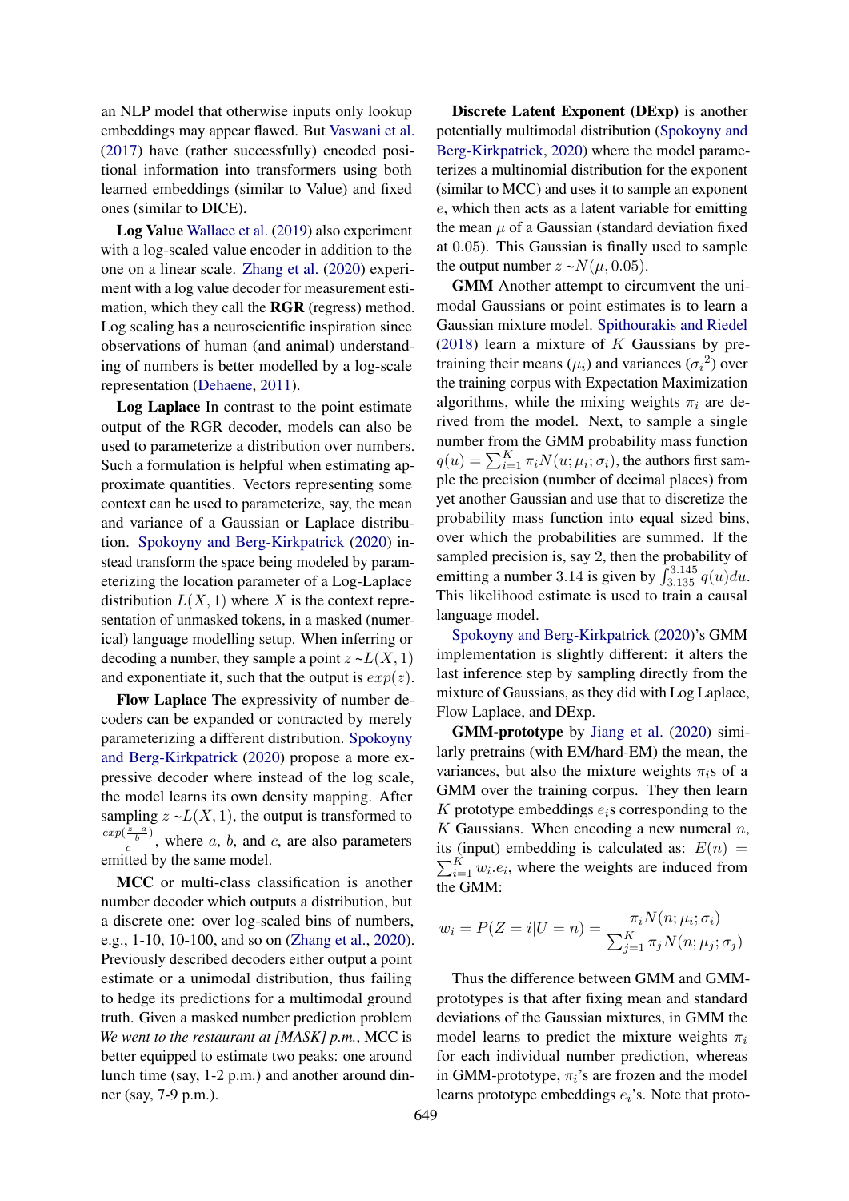an NLP model that otherwise inputs only lookup embeddings may appear flawed. But Vaswani et al. (2017) have (rather successfully) encoded positional information into transformers using both learned embeddings (similar to Value) and fixed ones (similar to DICE).

**Log Value** Wallace et al. (2019) also experiment with a log-scaled value encoder in addition to the one on a linear scale. Zhang et al. (2020) experiment with a log value decoder for measurement estimation, which they call the **RGR** (regress) method. Log scaling has a neuroscientific inspiration since observations of human (and animal) understanding of numbers is better modelled by a log-scale representation (Dehaene, 2011).

**Log Laplace** In contrast to the point estimate output of the RGR decoder, models can also be used to parameterize a distribution over numbers. Such a formulation is helpful when estimating approximate quantities. Vectors representing some context can be used to parameterize, say, the mean and variance of a Gaussian or Laplace distribution. Spokoyny and Berg-Kirkpatrick (2020) instead transform the space being modeled by parameterizing the location parameter of a Log-Laplace distribution $L(X, 1)$ where $X$ is the context representation of unmasked tokens, in a masked (numerical) language modelling setup. When inferring or decoding a number, they sample a point $z \sim L(X, 1)$ and exponentiate it, such that the output is $exp(z)$.

**Flow Laplace** The expressivity of number decoders can be expanded or contracted by merely parameterizing a different distribution. Spokoyny and Berg-Kirkpatrick (2020) propose a more expressive decoder where instead of the log scale, the model learns its own density mapping. After sampling $z \sim L(X, 1)$, the output is transformed to $\frac{exp(\frac{z-a}{b})}{c}$, where $a$, $b$, and $c$, are also parameters emitted by the same model.

**MCC** or multi-class classification is another number decoder which outputs a distribution, but a discrete one: over log-scaled bins of numbers, e.g., 1-10, 10-100, and so on (Zhang et al., 2020). Previously described decoders either output a point estimate or a unimodal distribution, thus failing to hedge its predictions for a multimodal ground truth. Given a masked number prediction problem *We went to the restaurant at [MASK] p.m.*, MCC is better equipped to estimate two peaks: one around lunch time (say, 1-2 p.m.) and another around dinner (say, 7-9 p.m.).

**Discrete Latent Exponent (DExp)** is another potentially multimodal distribution (Spokoyny and Berg-Kirkpatrick, 2020) where the model parameterizes a multinomial distribution for the exponent (similar to MCC) and uses it to sample an exponent $e$, which then acts as a latent variable for emitting the mean $\mu$ of a Gaussian (standard deviation fixed at $0.05$). This Gaussian is finally used to sample the output number $z \sim N(\mu, 0.05)$.

**GMM** Another attempt to circumvent the unimodal Gaussians or point estimates is to learn a Gaussian mixture model. Spithourakis and Riedel (2018) learn a mixture of $K$ Gaussians by pretraining their means ($\mu_i$) and variances ($\sigma_i{}^2$) over the training corpus with Expectation Maximization algorithms, while the mixing weights $\pi_i$ are derived from the model. Next, to sample a single number from the GMM probability mass function $q(u) = \sum_{i=1}^{K} \pi_i N(u; \mu_i; \sigma_i)$, the authors first sample the precision (number of decimal places) from yet another Gaussian and use that to discretize the probability mass function into equal sized bins, over which the probabilities are summed. If the sampled precision is, say 2, then the probability of emitting a number 3.14 is given by $\int_{3.135}^{3.145} q(u)du$. This likelihood estimate is used to train a causal language model.

Spokoyny and Berg-Kirkpatrick (2020)'s GMM implementation is slightly different: it alters the last inference step by sampling directly from the mixture of Gaussians, as they did with Log Laplace, Flow Laplace, and DExp.

**GMM-prototype** by Jiang et al. (2020) similarly pretrains (with EM/hard-EM) the mean, the variances, but also the mixture weights $\pi_i$s of a GMM over the training corpus. They then learn $K$ prototype embeddings $e_i$s corresponding to the $K$ Gaussians. When encoding a new numeral $n$, its (input) embedding is calculated as: $E(n) = \sum_{i=1}^{K} w_i.e_i$, where the weights are induced from the GMM:

$$w_i = P(Z = i|U = n) = \frac{\pi_i N(n; \mu_i; \sigma_i)}{\sum_{j=1}^{K} \pi_j N(n; \mu_j; \sigma_j)}$$

Thus the difference between GMM and GMM-prototypes is that after fixing mean and standard deviations of the Gaussian mixtures, in GMM the model learns to predict the mixture weights $\pi_i$ for each individual number prediction, whereas in GMM-prototype, $\pi_i$'s are frozen and the model learns prototype embeddings $e_i$'s. Note that proto-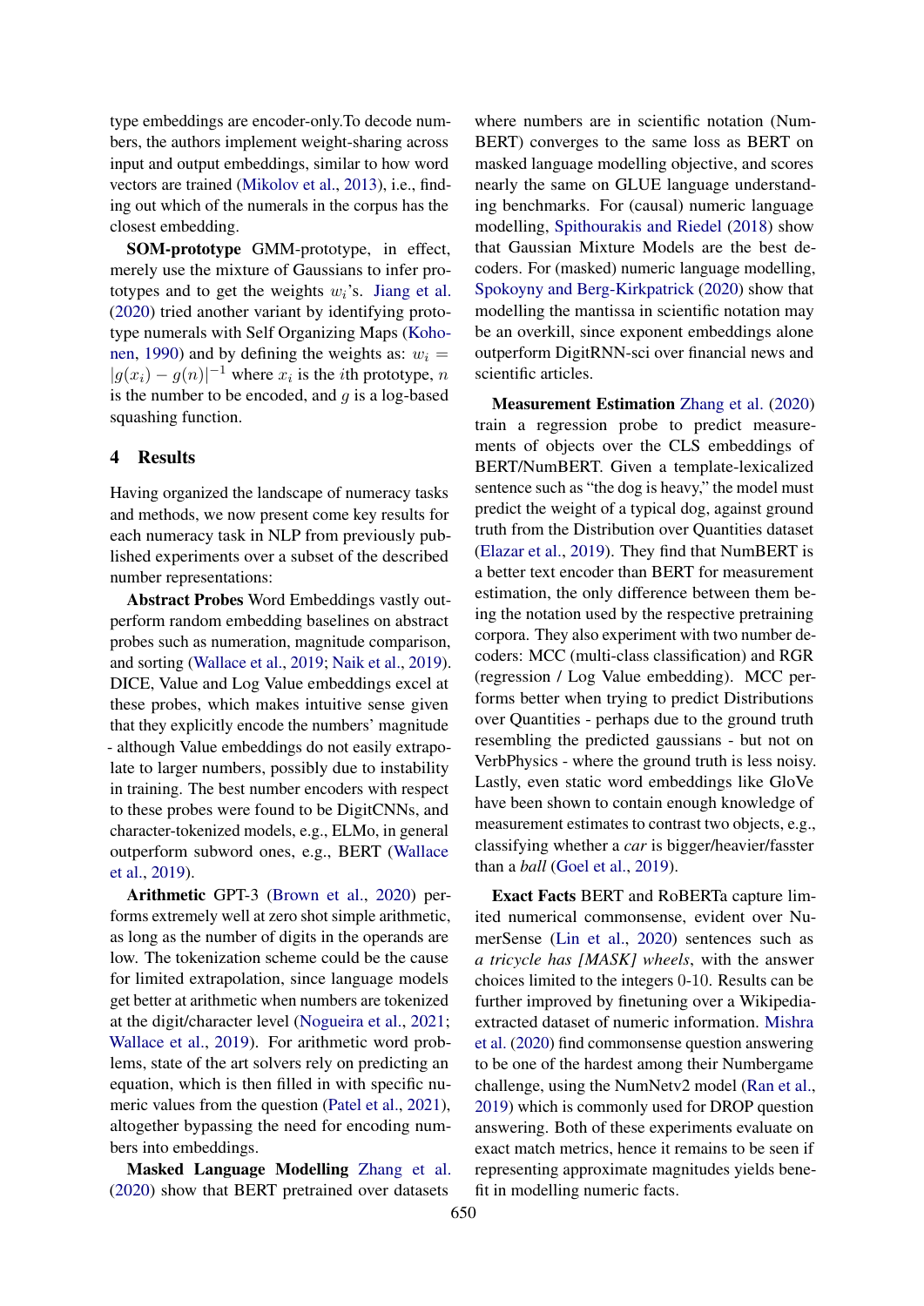type embeddings are encoder-only.To decode numbers, the authors implement weight-sharing across input and output embeddings, similar to how word vectors are trained (Mikolov et al., 2013), i.e., finding out which of the numerals in the corpus has the closest embedding.

**SOM-prototype** GMM-prototype, in effect, merely use the mixture of Gaussians to infer prototypes and to get the weights $w_i$'s. Jiang et al. (2020) tried another variant by identifying prototype numerals with Self Organizing Maps (Kohonen, 1990) and by defining the weights as: $w_i = |g(x_i) - g(n)|^{-1}$ where $x_i$ is the $i$th prototype, $n$ is the number to be encoded, and $g$ is a log-based squashing function.

## 4 Results

Having organized the landscape of numeracy tasks and methods, we now present come key results for each numeracy task in NLP from previously published experiments over a subset of the described number representations:

**Abstract Probes** Word Embeddings vastly outperform random embedding baselines on abstract probes such as numeration, magnitude comparison, and sorting (Wallace et al., 2019; Naik et al., 2019). DICE, Value and Log Value embeddings excel at these probes, which makes intuitive sense given that they explicitly encode the numbers' magnitude - although Value embeddings do not easily extrapolate to larger numbers, possibly due to instability in training. The best number encoders with respect to these probes were found to be DigitCNNs, and character-tokenized models, e.g., ELMo, in general outperform subword ones, e.g., BERT (Wallace et al., 2019).

**Arithmetic** GPT-3 (Brown et al., 2020) performs extremely well at zero shot simple arithmetic, as long as the number of digits in the operands are low. The tokenization scheme could be the cause for limited extrapolation, since language models get better at arithmetic when numbers are tokenized at the digit/character level (Nogueira et al., 2021; Wallace et al., 2019). For arithmetic word problems, state of the art solvers rely on predicting an equation, which is then filled in with specific numeric values from the question (Patel et al., 2021), altogether bypassing the need for encoding numbers into embeddings.

**Masked Language Modelling** Zhang et al. (2020) show that BERT pretrained over datasets where numbers are in scientific notation (NumBERT) converges to the same loss as BERT on masked language modelling objective, and scores nearly the same on GLUE language understanding benchmarks. For (causal) numeric language modelling, Spithourakis and Riedel (2018) show that Gaussian Mixture Models are the best decoders. For (masked) numeric language modelling, Spokoyny and Berg-Kirkpatrick (2020) show that modelling the mantissa in scientific notation may be an overkill, since exponent embeddings alone outperform DigitRNN-sci over financial news and scientific articles.

**Measurement Estimation** Zhang et al. (2020) train a regression probe to predict measurements of objects over the CLS embeddings of BERT/NumBERT. Given a template-lexicalized sentence such as "the dog is heavy," the model must predict the weight of a typical dog, against ground truth from the Distribution over Quantities dataset (Elazar et al., 2019). They find that NumBERT is a better text encoder than BERT for measurement estimation, the only difference between them being the notation used by the respective pretraining corpora. They also experiment with two number decoders: MCC (multi-class classification) and RGR (regression / Log Value embedding). MCC performs better when trying to predict Distributions over Quantities - perhaps due to the ground truth resembling the predicted gaussians - but not on VerbPhysics - where the ground truth is less noisy. Lastly, even static word embeddings like GloVe have been shown to contain enough knowledge of measurement estimates to contrast two objects, e.g., classifying whether a *car* is bigger/heavier/fasster than a *ball* (Goel et al., 2019).

**Exact Facts** BERT and RoBERTa capture limited numerical commonsense, evident over NumerSense (Lin et al., 2020) sentences such as *a tricycle has [MASK] wheels*, with the answer choices limited to the integers 0-10. Results can be further improved by finetuning over a Wikipedia-extracted dataset of numeric information. Mishra et al. (2020) find commonsense question answering to be one of the hardest among their Numbergame challenge, using the NumNetv2 model (Ran et al., 2019) which is commonly used for DROP question answering. Both of these experiments evaluate on exact match metrics, hence it remains to be seen if representing approximate magnitudes yields benefit in modelling numeric facts.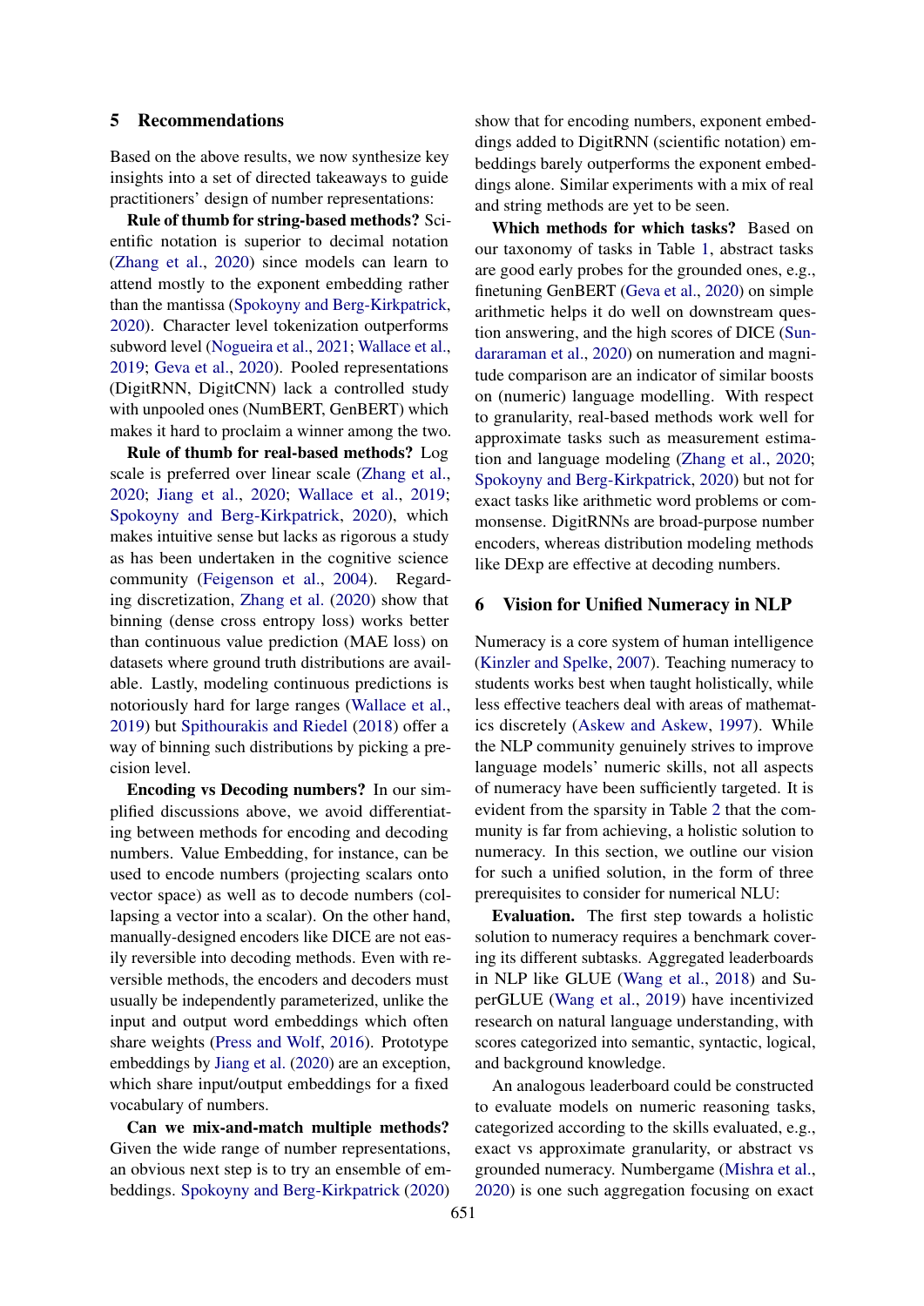## 5 Recommendations

Based on the above results, we now synthesize key insights into a set of directed takeaways to guide practitioners' design of number representations:

**Rule of thumb for string-based methods?** Scientific notation is superior to decimal notation (Zhang et al., 2020) since models can learn to attend mostly to the exponent embedding rather than the mantissa (Spokoyny and Berg-Kirkpatrick, 2020). Character level tokenization outperforms subword level (Nogueira et al., 2021; Wallace et al., 2019; Geva et al., 2020). Pooled representations (DigitRNN, DigitCNN) lack a controlled study with unpooled ones (NumBERT, GenBERT) which makes it hard to proclaim a winner among the two.

**Rule of thumb for real-based methods?** Log scale is preferred over linear scale (Zhang et al., 2020; Jiang et al., 2020; Wallace et al., 2019; Spokoyny and Berg-Kirkpatrick, 2020), which makes intuitive sense but lacks as rigorous a study as has been undertaken in the cognitive science community (Feigenson et al., 2004). Regarding discretization, Zhang et al. (2020) show that binning (dense cross entropy loss) works better than continuous value prediction (MAE loss) on datasets where ground truth distributions are available. Lastly, modeling continuous predictions is notoriously hard for large ranges (Wallace et al., 2019) but Spithourakis and Riedel (2018) offer a way of binning such distributions by picking a precision level.

**Encoding vs Decoding numbers?** In our simplified discussions above, we avoid differentiating between methods for encoding and decoding numbers. Value Embedding, for instance, can be used to encode numbers (projecting scalars onto vector space) as well as to decode numbers (collapsing a vector into a scalar). On the other hand, manually-designed encoders like DICE are not easily reversible into decoding methods. Even with reversible methods, the encoders and decoders must usually be independently parameterized, unlike the input and output word embeddings which often share weights (Press and Wolf, 2016). Prototype embeddings by Jiang et al. (2020) are an exception, which share input/output embeddings for a fixed vocabulary of numbers.

**Can we mix-and-match multiple methods?** Given the wide range of number representations, an obvious next step is to try an ensemble of embeddings. Spokoyny and Berg-Kirkpatrick (2020) show that for encoding numbers, exponent embeddings added to DigitRNN (scientific notation) embeddings barely outperforms the exponent embeddings alone. Similar experiments with a mix of real and string methods are yet to be seen.

**Which methods for which tasks?** Based on our taxonomy of tasks in Table 1, abstract tasks are good early probes for the grounded ones, e.g., finetuning GenBERT (Geva et al., 2020) on simple arithmetic helps it do well on downstream question answering, and the high scores of DICE (Sundararaman et al., 2020) on numeration and magnitude comparison are an indicator of similar boosts on (numeric) language modelling. With respect to granularity, real-based methods work well for approximate tasks such as measurement estimation and language modeling (Zhang et al., 2020; Spokoyny and Berg-Kirkpatrick, 2020) but not for exact tasks like arithmetic word problems or commonsense. DigitRNNs are broad-purpose number encoders, whereas distribution modeling methods like DExp are effective at decoding numbers.

## 6 Vision for Unified Numeracy in NLP

Numeracy is a core system of human intelligence (Kinzler and Spelke, 2007). Teaching numeracy to students works best when taught holistically, while less effective teachers deal with areas of mathematics discretely (Askew and Askew, 1997). While the NLP community genuinely strives to improve language models' numeric skills, not all aspects of numeracy have been sufficiently targeted. It is evident from the sparsity in Table 2 that the community is far from achieving, a holistic solution to numeracy. In this section, we outline our vision for such a unified solution, in the form of three prerequisites to consider for numerical NLU:

**Evaluation.** The first step towards a holistic solution to numeracy requires a benchmark covering its different subtasks. Aggregated leaderboards in NLP like GLUE (Wang et al., 2018) and SuperGLUE (Wang et al., 2019) have incentivized research on natural language understanding, with scores categorized into semantic, syntactic, logical, and background knowledge.

An analogous leaderboard could be constructed to evaluate models on numeric reasoning tasks, categorized according to the skills evaluated, e.g., exact vs approximate granularity, or abstract vs grounded numeracy. Numbergame (Mishra et al., 2020) is one such aggregation focusing on exact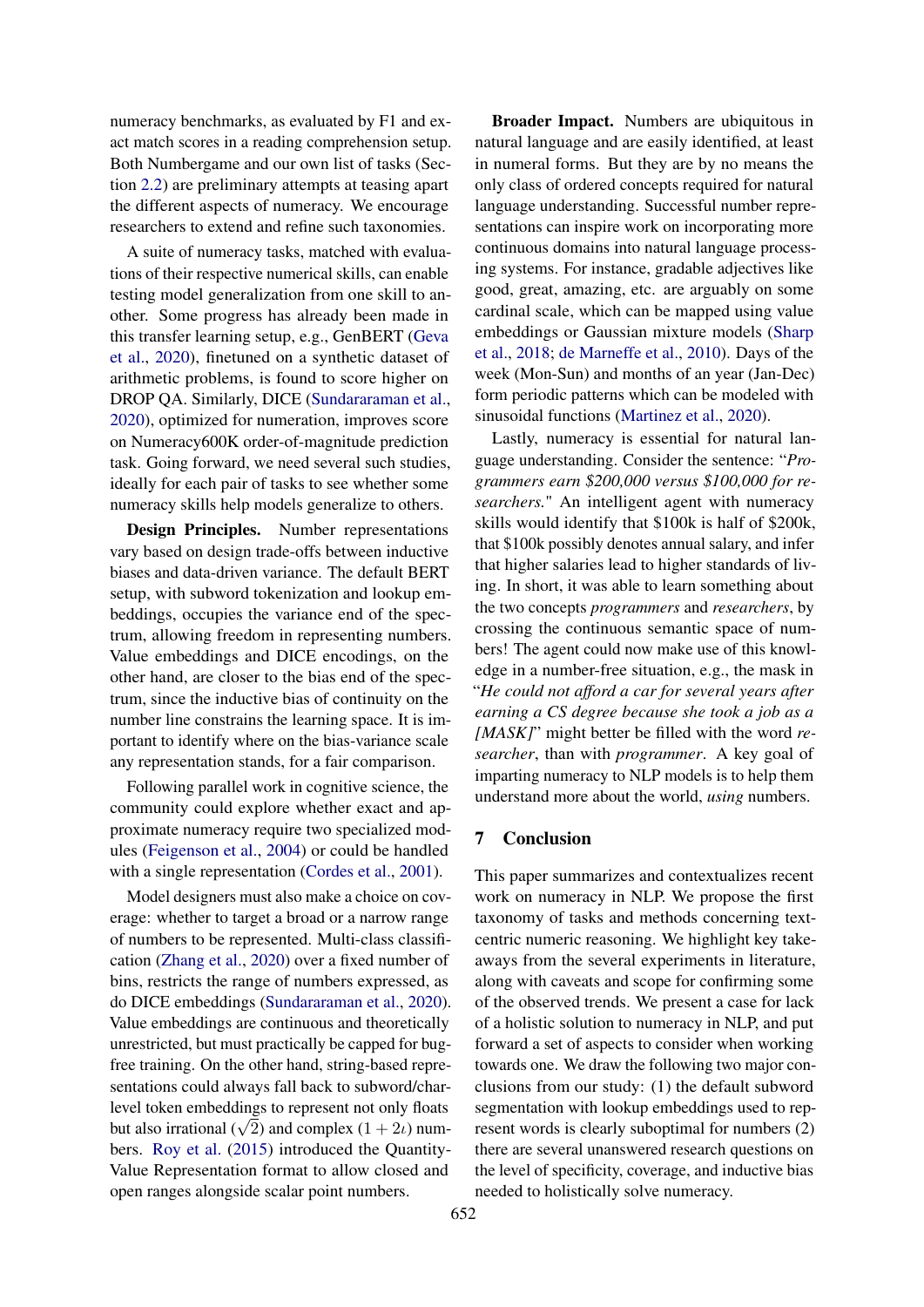numeracy benchmarks, as evaluated by F1 and exact match scores in a reading comprehension setup. Both Numbergame and our own list of tasks (Section 2.2) are preliminary attempts at teasing apart the different aspects of numeracy. We encourage researchers to extend and refine such taxonomies.

A suite of numeracy tasks, matched with evaluations of their respective numerical skills, can enable testing model generalization from one skill to another. Some progress has already been made in this transfer learning setup, e.g., GenBERT (Geva et al., 2020), finetuned on a synthetic dataset of arithmetic problems, is found to score higher on DROP QA. Similarly, DICE (Sundararaman et al., 2020), optimized for numeration, improves score on Numeracy600K order-of-magnitude prediction task. Going forward, we need several such studies, ideally for each pair of tasks to see whether some numeracy skills help models generalize to others.

**Design Principles.** Number representations vary based on design trade-offs between inductive biases and data-driven variance. The default BERT setup, with subword tokenization and lookup embeddings, occupies the variance end of the spectrum, allowing freedom in representing numbers. Value embeddings and DICE encodings, on the other hand, are closer to the bias end of the spectrum, since the inductive bias of continuity on the number line constrains the learning space. It is important to identify where on the bias-variance scale any representation stands, for a fair comparison.

Following parallel work in cognitive science, the community could explore whether exact and approximate numeracy require two specialized modules (Feigenson et al., 2004) or could be handled with a single representation (Cordes et al., 2001).

Model designers must also make a choice on coverage: whether to target a broad or a narrow range of numbers to be represented. Multi-class classification (Zhang et al., 2020) over a fixed number of bins, restricts the range of numbers expressed, as do DICE embeddings (Sundararaman et al., 2020). Value embeddings are continuous and theoretically unrestricted, but must practically be capped for bug-free training. On the other hand, string-based representations could always fall back to subword/char-level token embeddings to represent not only floats but also irrational ($\sqrt{2}$) and complex ($1 + 2\iota$) numbers. Roy et al. (2015) introduced the Quantity-Value Representation format to allow closed and open ranges alongside scalar point numbers.

**Broader Impact.** Numbers are ubiquitous in natural language and are easily identified, at least in numeral forms. But they are by no means the only class of ordered concepts required for natural language understanding. Successful number representations can inspire work on incorporating more continuous domains into natural language processing systems. For instance, gradable adjectives like good, great, amazing, etc. are arguably on some cardinal scale, which can be mapped using value embeddings or Gaussian mixture models (Sharp et al., 2018; de Marneffe et al., 2010). Days of the week (Mon-Sun) and months of an year (Jan-Dec) form periodic patterns which can be modeled with sinusoidal functions (Martinez et al., 2020).

Lastly, numeracy is essential for natural language understanding. Consider the sentence: "*Programmers earn $200,000 versus $100,000 for researchers.*" An intelligent agent with numeracy skills would identify that $100k is half of $200k, that $100k possibly denotes annual salary, and infer that higher salaries lead to higher standards of living. In short, it was able to learn something about the two concepts *programmers* and *researchers*, by crossing the continuous semantic space of numbers! The agent could now make use of this knowledge in a number-free situation, e.g., the mask in "*He could not afford a car for several years after earning a CS degree because she took a job as a [MASK]*" might better be filled with the word *researcher*, than with *programmer*. A key goal of imparting numeracy to NLP models is to help them understand more about the world, *using* numbers.

## 7 Conclusion

This paper summarizes and contextualizes recent work on numeracy in NLP. We propose the first taxonomy of tasks and methods concerning text-centric numeric reasoning. We highlight key takeaways from the several experiments in literature, along with caveats and scope for confirming some of the observed trends. We present a case for lack of a holistic solution to numeracy in NLP, and put forward a set of aspects to consider when working towards one. We draw the following two major conclusions from our study: (1) the default subword segmentation with lookup embeddings used to represent words is clearly suboptimal for numbers (2) there are several unanswered research questions on the level of specificity, coverage, and inductive bias needed to holistically solve numeracy.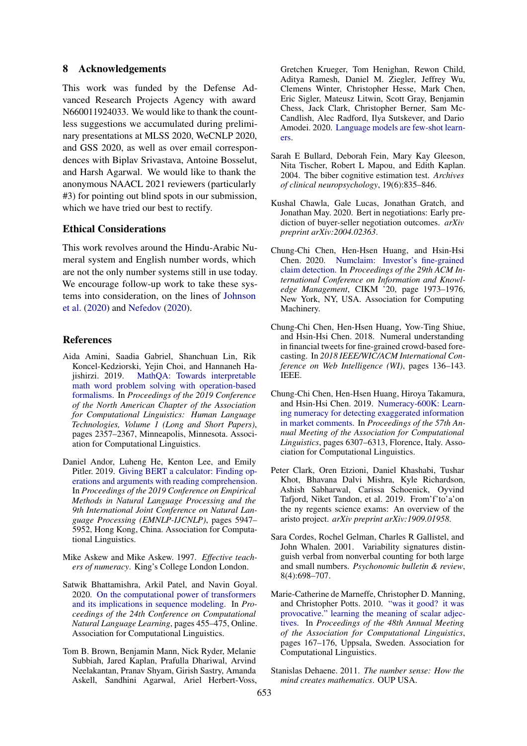## 8 Acknowledgements

This work was funded by the Defense Advanced Research Projects Agency with award N660011924033. We would like to thank the countless suggestions we accumulated during preliminary presentations at MLSS 2020, WeCNLP 2020, and GSS 2020, as well as over email correspondences with Biplav Srivastava, Antoine Bosselut, and Harsh Agarwal. We would like to thank the anonymous NAACL 2021 reviewers (particularly #3) for pointing out blind spots in our submission, which we have tried our best to rectify.

## Ethical Considerations

This work revolves around the Hindu-Arabic Numeral system and English number words, which are not the only number systems still in use today. We encourage follow-up work to take these systems into consideration, on the lines of Johnson et al. (2020) and Nefedov (2020).

## References

Aida Amini, Saadia Gabriel, Shanchuan Lin, Rik Koncel-Kedziorski, Yejin Choi, and Hannaneh Hajishirzi. 2019. MathQA: Towards interpretable math word problem solving with operation-based formalisms. In *Proceedings of the 2019 Conference of the North American Chapter of the Association for Computational Linguistics: Human Language Technologies, Volume 1 (Long and Short Papers)*, pages 2357–2367, Minneapolis, Minnesota. Association for Computational Linguistics.

Daniel Andor, Luheng He, Kenton Lee, and Emily Pitler. 2019. Giving BERT a calculator: Finding operations and arguments with reading comprehension. In *Proceedings of the 2019 Conference on Empirical Methods in Natural Language Processing and the 9th International Joint Conference on Natural Language Processing (EMNLP-IJCNLP)*, pages 5947–5952, Hong Kong, China. Association for Computational Linguistics.

Mike Askew and Mike Askew. 1997. *Effective teachers of numeracy*. King's College London London.

Satwik Bhattamishra, Arkil Patel, and Navin Goyal. 2020. On the computational power of transformers and its implications in sequence modeling. In *Proceedings of the 24th Conference on Computational Natural Language Learning*, pages 455–475, Online. Association for Computational Linguistics.

Tom B. Brown, Benjamin Mann, Nick Ryder, Melanie Subbiah, Jared Kaplan, Prafulla Dhariwal, Arvind Neelakantan, Pranav Shyam, Girish Sastry, Amanda Askell, Sandhini Agarwal, Ariel Herbert-Voss, Gretchen Krueger, Tom Henighan, Rewon Child, Aditya Ramesh, Daniel M. Ziegler, Jeffrey Wu, Clemens Winter, Christopher Hesse, Mark Chen, Eric Sigler, Mateusz Litwin, Scott Gray, Benjamin Chess, Jack Clark, Christopher Berner, Sam McCandlish, Alec Radford, Ilya Sutskever, and Dario Amodei. 2020. Language models are few-shot learners.

Sarah E Bullard, Deborah Fein, Mary Kay Gleeson, Nita Tischer, Robert L Mapou, and Edith Kaplan. 2004. The biber cognitive estimation test. *Archives of clinical neuropsychology*, 19(6):835–846.

Kushal Chawla, Gale Lucas, Jonathan Gratch, and Jonathan May. 2020. Bert in negotiations: Early prediction of buyer-seller negotiation outcomes. *arXiv preprint arXiv:2004.02363*.

Chung-Chi Chen, Hen-Hsen Huang, and Hsin-Hsi Chen. 2020. Numclaim: Investor's fine-grained claim detection. In *Proceedings of the 29th ACM International Conference on Information and Knowledge Management*, CIKM '20, page 1973–1976, New York, NY, USA. Association for Computing Machinery.

Chung-Chi Chen, Hen-Hsen Huang, Yow-Ting Shiue, and Hsin-Hsi Chen. 2018. Numeral understanding in financial tweets for fine-grained crowd-based forecasting. In *2018 IEEE/WIC/ACM International Conference on Web Intelligence (WI)*, pages 136–143. IEEE.

Chung-Chi Chen, Hen-Hsen Huang, Hiroya Takamura, and Hsin-Hsi Chen. 2019. Numeracy-600K: Learning numeracy for detecting exaggerated information in market comments. In *Proceedings of the 57th Annual Meeting of the Association for Computational Linguistics*, pages 6307–6313, Florence, Italy. Association for Computational Linguistics.

Peter Clark, Oren Etzioni, Daniel Khashabi, Tushar Khot, Bhavana Dalvi Mishra, Kyle Richardson, Ashish Sabharwal, Carissa Schoenick, Oyvind Tafjord, Niket Tandon, et al. 2019. From'f'to'a'on the ny regents science exams: An overview of the aristo project. *arXiv preprint arXiv:1909.01958*.

Sara Cordes, Rochel Gelman, Charles R Gallistel, and John Whalen. 2001. Variability signatures distinguish verbal from nonverbal counting for both large and small numbers. *Psychonomic bulletin & review*, 8(4):698–707.

Marie-Catherine de Marneffe, Christopher D. Manning, and Christopher Potts. 2010. "was it good? it was provocative." learning the meaning of scalar adjectives. In *Proceedings of the 48th Annual Meeting of the Association for Computational Linguistics*, pages 167–176, Uppsala, Sweden. Association for Computational Linguistics.

Stanislas Dehaene. 2011. *The number sense: How the mind creates mathematics*. OUP USA.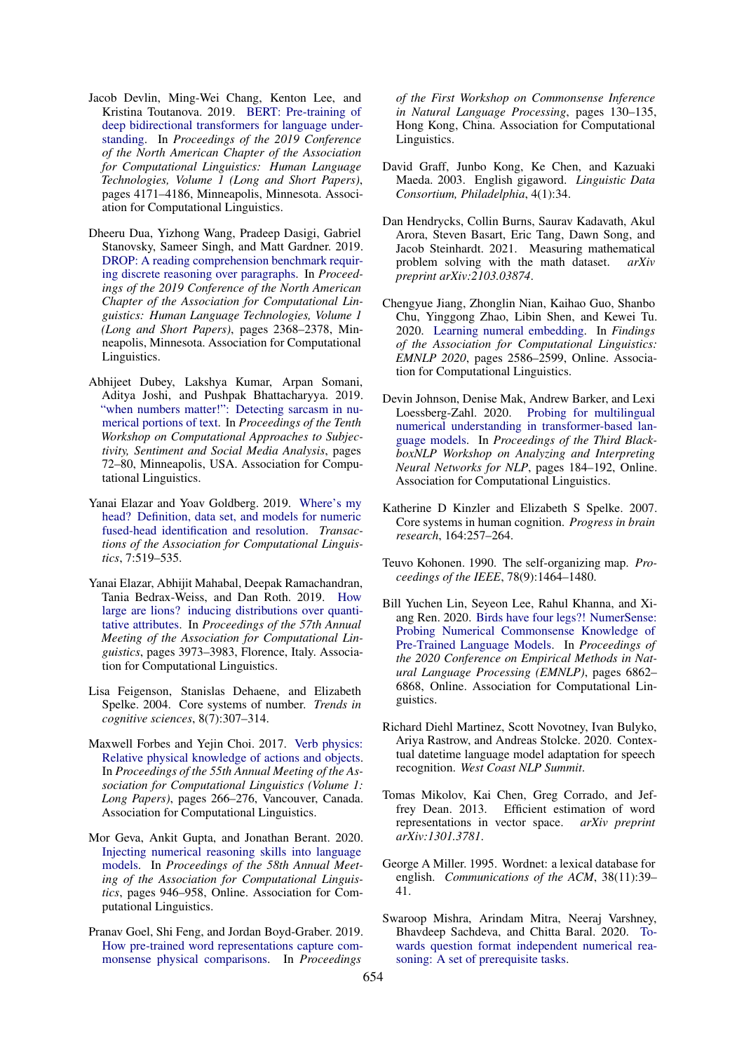Jacob Devlin, Ming-Wei Chang, Kenton Lee, and Kristina Toutanova. 2019. BERT: Pre-training of deep bidirectional transformers for language understanding. In *Proceedings of the 2019 Conference of the North American Chapter of the Association for Computational Linguistics: Human Language Technologies, Volume 1 (Long and Short Papers)*, pages 4171–4186, Minneapolis, Minnesota. Association for Computational Linguistics.

Dheeru Dua, Yizhong Wang, Pradeep Dasigi, Gabriel Stanovsky, Sameer Singh, and Matt Gardner. 2019. DROP: A reading comprehension benchmark requiring discrete reasoning over paragraphs. In *Proceedings of the 2019 Conference of the North American Chapter of the Association for Computational Linguistics: Human Language Technologies, Volume 1 (Long and Short Papers)*, pages 2368–2378, Minneapolis, Minnesota. Association for Computational Linguistics.

Abhijeet Dubey, Lakshya Kumar, Arpan Somani, Aditya Joshi, and Pushpak Bhattacharyya. 2019. "when numbers matter!": Detecting sarcasm in numerical portions of text. In *Proceedings of the Tenth Workshop on Computational Approaches to Subjectivity, Sentiment and Social Media Analysis*, pages 72–80, Minneapolis, USA. Association for Computational Linguistics.

Yanai Elazar and Yoav Goldberg. 2019. Where's my head? Definition, data set, and models for numeric fused-head identification and resolution. *Transactions of the Association for Computational Linguistics*, 7:519–535.

Yanai Elazar, Abhijit Mahabal, Deepak Ramachandran, Tania Bedrax-Weiss, and Dan Roth. 2019. How large are lions? inducing distributions over quantitative attributes. In *Proceedings of the 57th Annual Meeting of the Association for Computational Linguistics*, pages 3973–3983, Florence, Italy. Association for Computational Linguistics.

Lisa Feigenson, Stanislas Dehaene, and Elizabeth Spelke. 2004. Core systems of number. *Trends in cognitive sciences*, 8(7):307–314.

Maxwell Forbes and Yejin Choi. 2017. Verb physics: Relative physical knowledge of actions and objects. In *Proceedings of the 55th Annual Meeting of the Association for Computational Linguistics (Volume 1: Long Papers)*, pages 266–276, Vancouver, Canada. Association for Computational Linguistics.

Mor Geva, Ankit Gupta, and Jonathan Berant. 2020. Injecting numerical reasoning skills into language models. In *Proceedings of the 58th Annual Meeting of the Association for Computational Linguistics*, pages 946–958, Online. Association for Computational Linguistics.

Pranav Goel, Shi Feng, and Jordan Boyd-Graber. 2019. How pre-trained word representations capture commonsense physical comparisons. In *Proceedings of the First Workshop on Commonsense Inference in Natural Language Processing*, pages 130–135, Hong Kong, China. Association for Computational Linguistics.

David Graff, Junbo Kong, Ke Chen, and Kazuaki Maeda. 2003. English gigaword. *Linguistic Data Consortium, Philadelphia*, 4(1):34.

Dan Hendrycks, Collin Burns, Saurav Kadavath, Akul Arora, Steven Basart, Eric Tang, Dawn Song, and Jacob Steinhardt. 2021. Measuring mathematical problem solving with the math dataset. *arXiv preprint arXiv:2103.03874*.

Chengyue Jiang, Zhonglin Nian, Kaihao Guo, Shanbo Chu, Yinggong Zhao, Libin Shen, and Kewei Tu. 2020. Learning numeral embedding. In *Findings of the Association for Computational Linguistics: EMNLP 2020*, pages 2586–2599, Online. Association for Computational Linguistics.

Devin Johnson, Denise Mak, Andrew Barker, and Lexi Loessberg-Zahl. 2020. Probing for multilingual numerical understanding in transformer-based language models. In *Proceedings of the Third BlackboxNLP Workshop on Analyzing and Interpreting Neural Networks for NLP*, pages 184–192, Online. Association for Computational Linguistics.

Katherine D Kinzler and Elizabeth S Spelke. 2007. Core systems in human cognition. *Progress in brain research*, 164:257–264.

Teuvo Kohonen. 1990. The self-organizing map. *Proceedings of the IEEE*, 78(9):1464–1480.

Bill Yuchen Lin, Seyeon Lee, Rahul Khanna, and Xiang Ren. 2020. Birds have four legs?! NumerSense: Probing Numerical Commonsense Knowledge of Pre-Trained Language Models. In *Proceedings of the 2020 Conference on Empirical Methods in Natural Language Processing (EMNLP)*, pages 6862–6868, Online. Association for Computational Linguistics.

Richard Diehl Martinez, Scott Novotney, Ivan Bulyko, Ariya Rastrow, and Andreas Stolcke. 2020. Contextual datetime language model adaptation for speech recognition. *West Coast NLP Summit*.

Tomas Mikolov, Kai Chen, Greg Corrado, and Jeffrey Dean. 2013. Efficient estimation of word representations in vector space. *arXiv preprint arXiv:1301.3781*.

George A Miller. 1995. Wordnet: a lexical database for english. *Communications of the ACM*, 38(11):39–41.

Swaroop Mishra, Arindam Mitra, Neeraj Varshney, Bhavdeep Sachdeva, and Chitta Baral. 2020. Towards question format independent numerical reasoning: A set of prerequisite tasks.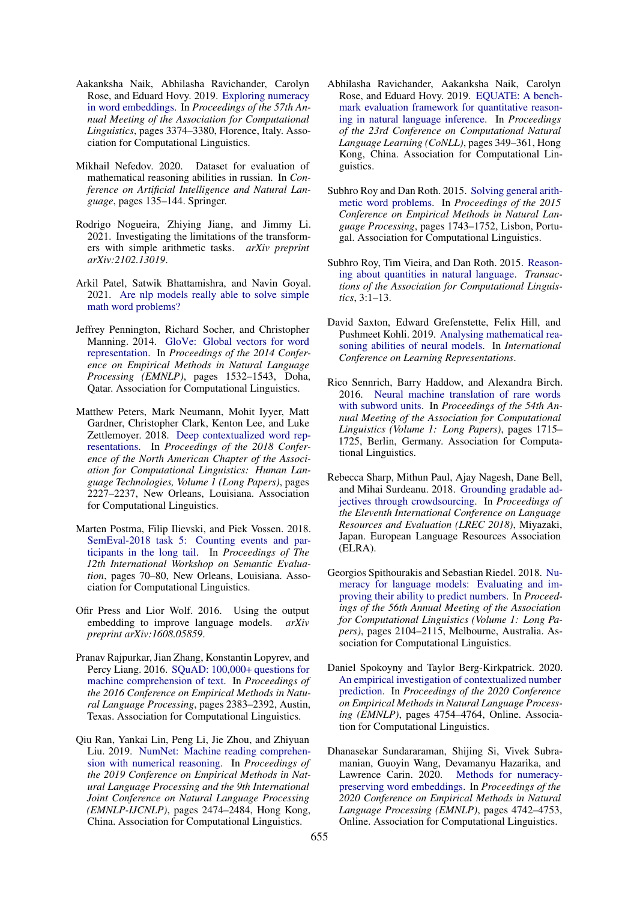Aakanksha Naik, Abhilasha Ravichander, Carolyn Rose, and Eduard Hovy. 2019. Exploring numeracy in word embeddings. In *Proceedings of the 57th Annual Meeting of the Association for Computational Linguistics*, pages 3374–3380, Florence, Italy. Association for Computational Linguistics.

Mikhail Nefedov. 2020. Dataset for evaluation of mathematical reasoning abilities in russian. In *Conference on Artificial Intelligence and Natural Language*, pages 135–144. Springer.

Rodrigo Nogueira, Zhiying Jiang, and Jimmy Li. 2021. Investigating the limitations of the transformers with simple arithmetic tasks. *arXiv preprint arXiv:2102.13019*.

Arkil Patel, Satwik Bhattamishra, and Navin Goyal. 2021. Are nlp models really able to solve simple math word problems?

Jeffrey Pennington, Richard Socher, and Christopher Manning. 2014. GloVe: Global vectors for word representation. In *Proceedings of the 2014 Conference on Empirical Methods in Natural Language Processing (EMNLP)*, pages 1532–1543, Doha, Qatar. Association for Computational Linguistics.

Matthew Peters, Mark Neumann, Mohit Iyyer, Matt Gardner, Christopher Clark, Kenton Lee, and Luke Zettlemoyer. 2018. Deep contextualized word representations. In *Proceedings of the 2018 Conference of the North American Chapter of the Association for Computational Linguistics: Human Language Technologies, Volume 1 (Long Papers)*, pages 2227–2237, New Orleans, Louisiana. Association for Computational Linguistics.

Marten Postma, Filip Ilievski, and Piek Vossen. 2018. SemEval-2018 task 5: Counting events and participants in the long tail. In *Proceedings of The 12th International Workshop on Semantic Evaluation*, pages 70–80, New Orleans, Louisiana. Association for Computational Linguistics.

Ofir Press and Lior Wolf. 2016. Using the output embedding to improve language models. *arXiv preprint arXiv:1608.05859*.

Pranav Rajpurkar, Jian Zhang, Konstantin Lopyrev, and Percy Liang. 2016. SQuAD: 100,000+ questions for machine comprehension of text. In *Proceedings of the 2016 Conference on Empirical Methods in Natural Language Processing*, pages 2383–2392, Austin, Texas. Association for Computational Linguistics.

Qiu Ran, Yankai Lin, Peng Li, Jie Zhou, and Zhiyuan Liu. 2019. NumNet: Machine reading comprehension with numerical reasoning. In *Proceedings of the 2019 Conference on Empirical Methods in Natural Language Processing and the 9th International Joint Conference on Natural Language Processing (EMNLP-IJCNLP)*, pages 2474–2484, Hong Kong, China. Association for Computational Linguistics.

Abhilasha Ravichander, Aakanksha Naik, Carolyn Rose, and Eduard Hovy. 2019. EQUATE: A benchmark evaluation framework for quantitative reasoning in natural language inference. In *Proceedings of the 23rd Conference on Computational Natural Language Learning (CoNLL)*, pages 349–361, Hong Kong, China. Association for Computational Linguistics.

Subhro Roy and Dan Roth. 2015. Solving general arithmetic word problems. In *Proceedings of the 2015 Conference on Empirical Methods in Natural Language Processing*, pages 1743–1752, Lisbon, Portugal. Association for Computational Linguistics.

Subhro Roy, Tim Vieira, and Dan Roth. 2015. Reasoning about quantities in natural language. *Transactions of the Association for Computational Linguistics*, 3:1–13.

David Saxton, Edward Grefenstette, Felix Hill, and Pushmeet Kohli. 2019. Analysing mathematical reasoning abilities of neural models. In *International Conference on Learning Representations*.

Rico Sennrich, Barry Haddow, and Alexandra Birch. 2016. Neural machine translation of rare words with subword units. In *Proceedings of the 54th Annual Meeting of the Association for Computational Linguistics (Volume 1: Long Papers)*, pages 1715–1725, Berlin, Germany. Association for Computational Linguistics.

Rebecca Sharp, Mithun Paul, Ajay Nagesh, Dane Bell, and Mihai Surdeanu. 2018. Grounding gradable adjectives through crowdsourcing. In *Proceedings of the Eleventh International Conference on Language Resources and Evaluation (LREC 2018)*, Miyazaki, Japan. European Language Resources Association (ELRA).

Georgios Spithourakis and Sebastian Riedel. 2018. Numeracy for language models: Evaluating and improving their ability to predict numbers. In *Proceedings of the 56th Annual Meeting of the Association for Computational Linguistics (Volume 1: Long Papers)*, pages 2104–2115, Melbourne, Australia. Association for Computational Linguistics.

Daniel Spokoyny and Taylor Berg-Kirkpatrick. 2020. An empirical investigation of contextualized number prediction. In *Proceedings of the 2020 Conference on Empirical Methods in Natural Language Processing (EMNLP)*, pages 4754–4764, Online. Association for Computational Linguistics.

Dhanasekar Sundararaman, Shijing Si, Vivek Subramanian, Guoyin Wang, Devamanyu Hazarika, and Lawrence Carin. 2020. Methods for numeracy-preserving word embeddings. In *Proceedings of the 2020 Conference on Empirical Methods in Natural Language Processing (EMNLP)*, pages 4742–4753, Online. Association for Computational Linguistics.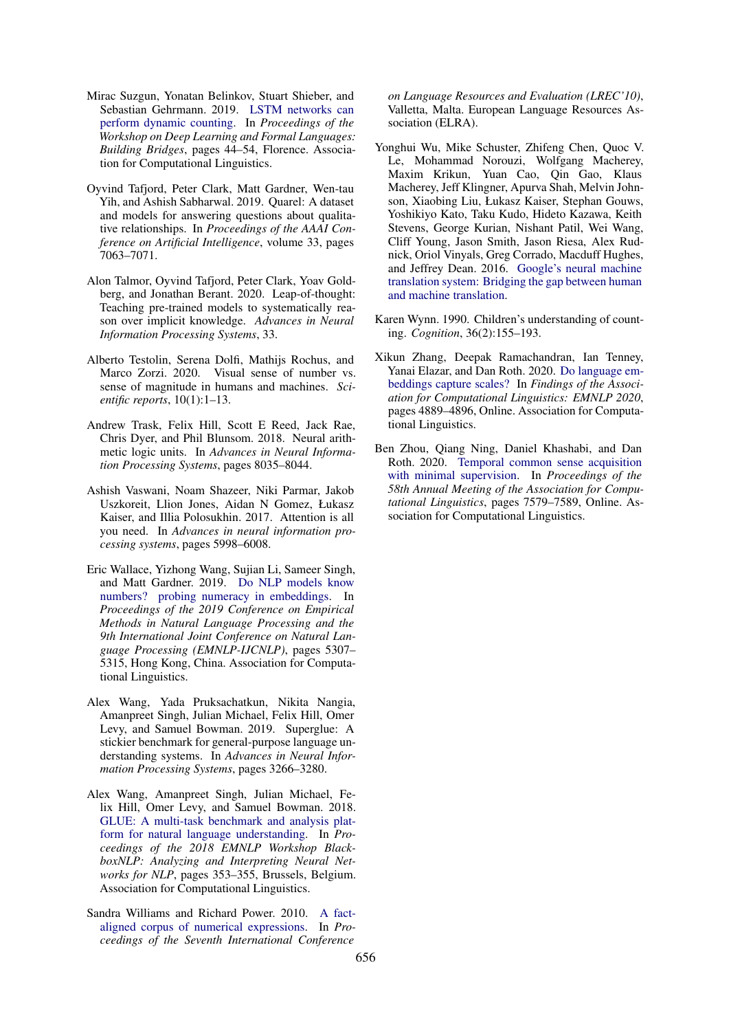Mirac Suzgun, Yonatan Belinkov, Stuart Shieber, and Sebastian Gehrmann. 2019. LSTM networks can perform dynamic counting. In *Proceedings of the Workshop on Deep Learning and Formal Languages: Building Bridges*, pages 44–54, Florence. Association for Computational Linguistics.

Oyvind Tafjord, Peter Clark, Matt Gardner, Wen-tau Yih, and Ashish Sabharwal. 2019. Quarel: A dataset and models for answering questions about qualitative relationships. In *Proceedings of the AAAI Conference on Artificial Intelligence*, volume 33, pages 7063–7071.

Alon Talmor, Oyvind Tafjord, Peter Clark, Yoav Goldberg, and Jonathan Berant. 2020. Leap-of-thought: Teaching pre-trained models to systematically reason over implicit knowledge. *Advances in Neural Information Processing Systems*, 33.

Alberto Testolin, Serena Dolfi, Mathijs Rochus, and Marco Zorzi. 2020. Visual sense of number vs. sense of magnitude in humans and machines. *Scientific reports*, 10(1):1–13.

Andrew Trask, Felix Hill, Scott E Reed, Jack Rae, Chris Dyer, and Phil Blunsom. 2018. Neural arithmetic logic units. In *Advances in Neural Information Processing Systems*, pages 8035–8044.

Ashish Vaswani, Noam Shazeer, Niki Parmar, Jakob Uszkoreit, Llion Jones, Aidan N Gomez, Łukasz Kaiser, and Illia Polosukhin. 2017. Attention is all you need. In *Advances in neural information processing systems*, pages 5998–6008.

Eric Wallace, Yizhong Wang, Sujian Li, Sameer Singh, and Matt Gardner. 2019. Do NLP models know numbers? probing numeracy in embeddings. In *Proceedings of the 2019 Conference on Empirical Methods in Natural Language Processing and the 9th International Joint Conference on Natural Language Processing (EMNLP-IJCNLP)*, pages 5307–5315, Hong Kong, China. Association for Computational Linguistics.

Alex Wang, Yada Pruksachatkun, Nikita Nangia, Amanpreet Singh, Julian Michael, Felix Hill, Omer Levy, and Samuel Bowman. 2019. Superglue: A stickier benchmark for general-purpose language understanding systems. In *Advances in Neural Information Processing Systems*, pages 3266–3280.

Alex Wang, Amanpreet Singh, Julian Michael, Felix Hill, Omer Levy, and Samuel Bowman. 2018. GLUE: A multi-task benchmark and analysis platform for natural language understanding. In *Proceedings of the 2018 EMNLP Workshop BlackboxNLP: Analyzing and Interpreting Neural Networks for NLP*, pages 353–355, Brussels, Belgium. Association for Computational Linguistics.

Sandra Williams and Richard Power. 2010. A fact-aligned corpus of numerical expressions. In *Proceedings of the Seventh International Conference on Language Resources and Evaluation (LREC'10)*, Valletta, Malta. European Language Resources Association (ELRA).

Yonghui Wu, Mike Schuster, Zhifeng Chen, Quoc V. Le, Mohammad Norouzi, Wolfgang Macherey, Maxim Krikun, Yuan Cao, Qin Gao, Klaus Macherey, Jeff Klingner, Apurva Shah, Melvin Johnson, Xiaobing Liu, Łukasz Kaiser, Stephan Gouws, Yoshikiyo Kato, Taku Kudo, Hideto Kazawa, Keith Stevens, George Kurian, Nishant Patil, Wei Wang, Cliff Young, Jason Smith, Jason Riesa, Alex Rudnick, Oriol Vinyals, Greg Corrado, Macduff Hughes, and Jeffrey Dean. 2016. Google's neural machine translation system: Bridging the gap between human and machine translation.

Karen Wynn. 1990. Children's understanding of counting. *Cognition*, 36(2):155–193.

Xikun Zhang, Deepak Ramachandran, Ian Tenney, Yanai Elazar, and Dan Roth. 2020. Do language embeddings capture scales? In *Findings of the Association for Computational Linguistics: EMNLP 2020*, pages 4889–4896, Online. Association for Computational Linguistics.

Ben Zhou, Qiang Ning, Daniel Khashabi, and Dan Roth. 2020. Temporal common sense acquisition with minimal supervision. In *Proceedings of the 58th Annual Meeting of the Association for Computational Linguistics*, pages 7579–7589, Online. Association for Computational Linguistics.